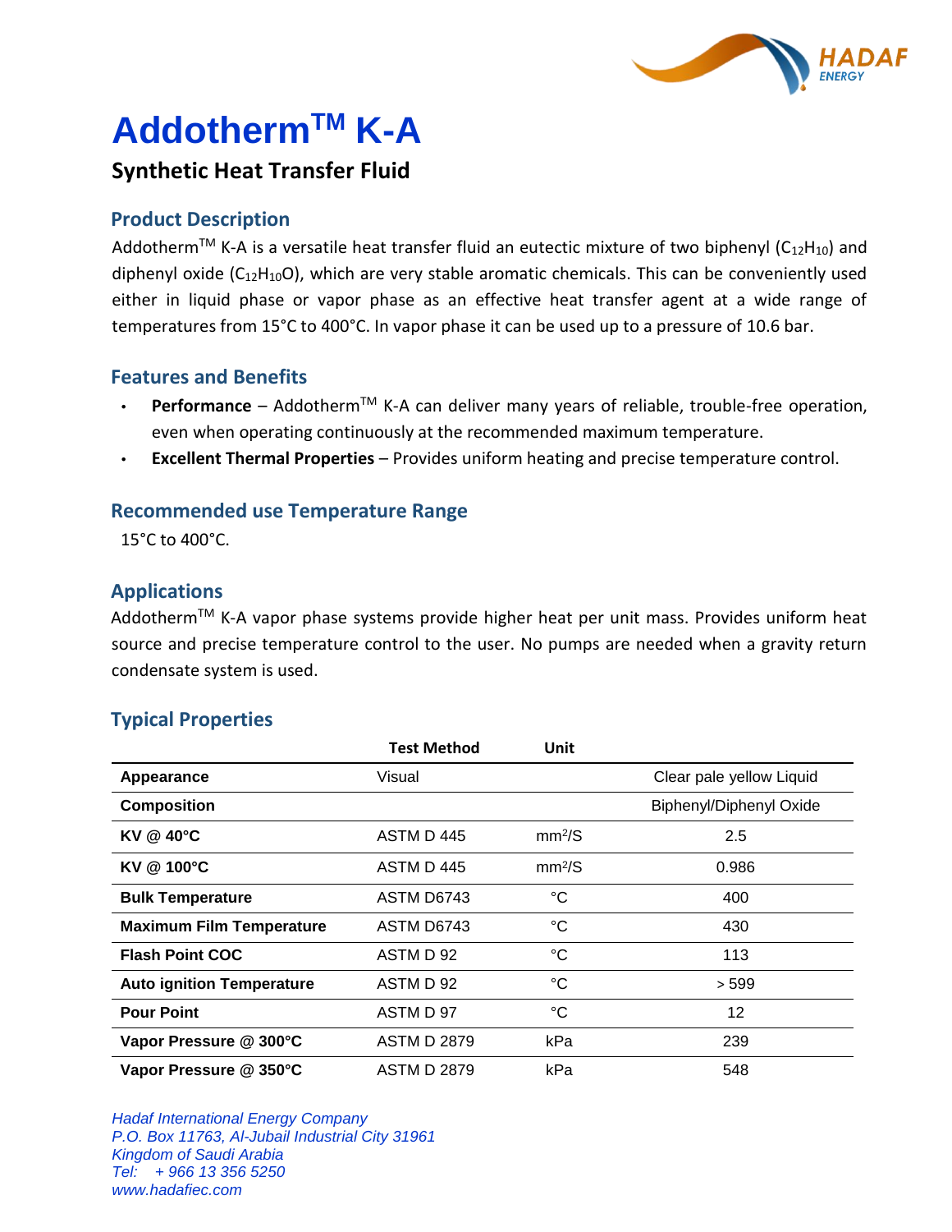# Addotherm$^{TM}$ K-A

## Synthetic Heat Transfer Fluid

### Product Description

Addotherm$^{TM}$ K-A is a versatile heat transfer fluid an eutectic mixture of two biphenyl ($C_{12}H_{10}$) and diphenyl oxide ($C_{12}H_{10}O$), which are very stable aromatic chemicals. This can be conveniently used either in liquid phase or vapor phase as an effective heat transfer agent at a wide range of temperatures from 15°C to 400°C. In vapor phase it can be used up to a pressure of 10.6 bar.

### Features and Benefits

- **Performance** – Addotherm$^{TM}$ K-A can deliver many years of reliable, trouble-free operation, even when operating continuously at the recommended maximum temperature.
- **Excellent Thermal Properties** – Provides uniform heating and precise temperature control.

### Recommended use Temperature Range

15°C to 400°C.

### Applications

Addotherm$^{TM}$ K-A vapor phase systems provide higher heat per unit mass. Provides uniform heat source and precise temperature control to the user. No pumps are needed when a gravity return condensate system is used.

### Typical Properties

| | Test Method | Unit | |
|---|---|---|---|
| **Appearance** | Visual | | Clear pale yellow Liquid |
| **Composition** | | | Biphenyl/Diphenyl Oxide |
| **KV @ 40°C** | ASTM D 445 | $mm^2/S$ | 2.5 |
| **KV @ 100°C** | ASTM D 445 | $mm^2/S$ | 0.986 |
| **Bulk Temperature** | ASTM D6743 | °C | 400 |
| **Maximum Film Temperature** | ASTM D6743 | °C | 430 |
| **Flash Point COC** | ASTM D 92 | °C | 113 |
| **Auto ignition Temperature** | ASTM D 92 | °C | > 599 |
| **Pour Point** | ASTM D 97 | °C | 12 |
| **Vapor Pressure @ 300°C** | ASTM D 2879 | kPa | 239 |
| **Vapor Pressure @ 350°C** | ASTM D 2879 | kPa | 548 |

*Hadaf International Energy Company*
*P.O. Box 11763, Al-Jubail Industrial City 31961*
*Kingdom of Saudi Arabia*
*Tel: + 966 13 356 5250*
*www.hadafiec.com*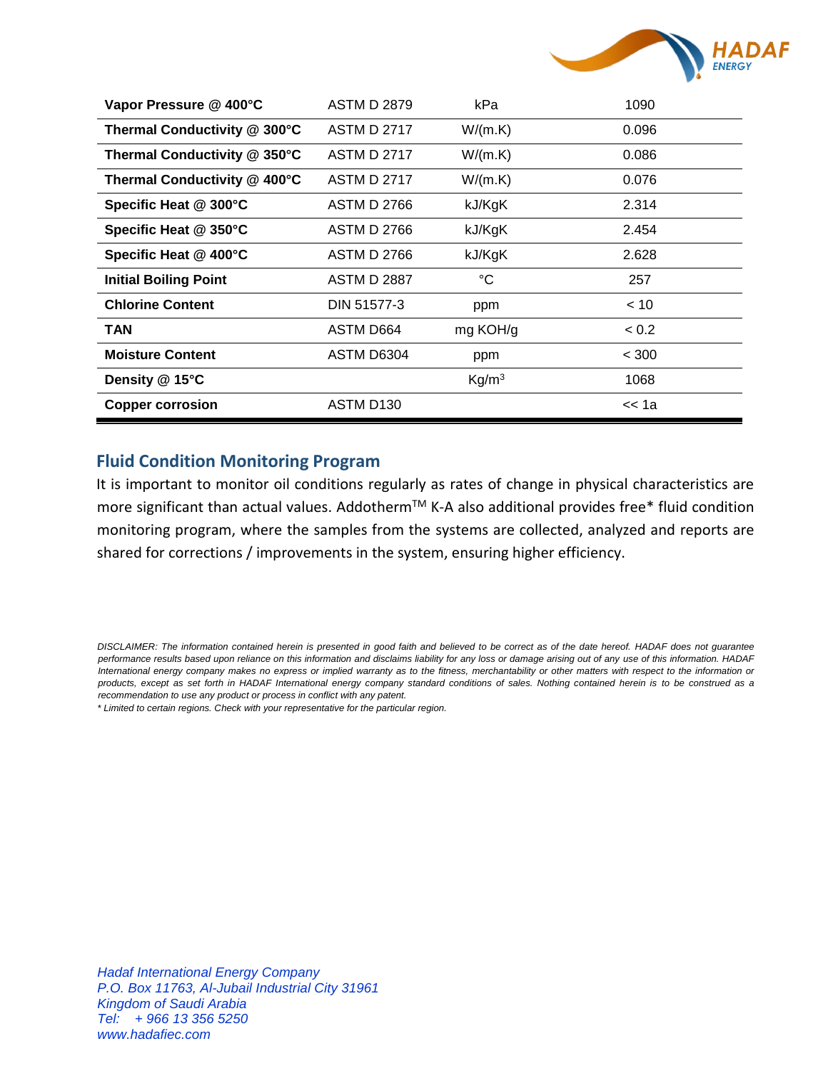| | | | |
|---|---|---|---|
| **Vapor Pressure @ 400°C** | ASTM D 2879 | kPa | 1090 |
| **Thermal Conductivity @ 300°C** | ASTM D 2717 | W/(m.K) | 0.096 |
| **Thermal Conductivity @ 350°C** | ASTM D 2717 | W/(m.K) | 0.086 |
| **Thermal Conductivity @ 400°C** | ASTM D 2717 | W/(m.K) | 0.076 |
| **Specific Heat @ 300°C** | ASTM D 2766 | kJ/KgK | 2.314 |
| **Specific Heat @ 350°C** | ASTM D 2766 | kJ/KgK | 2.454 |
| **Specific Heat @ 400°C** | ASTM D 2766 | kJ/KgK | 2.628 |
| **Initial Boiling Point** | ASTM D 2887 | °C | 257 |
| **Chlorine Content** | DIN 51577-3 | ppm | < 10 |
| **TAN** | ASTM D664 | mg KOH/g | < 0.2 |
| **Moisture Content** | ASTM D6304 | ppm | < 300 |
| **Density @ 15°C** | | $Kg/m^3$ | 1068 |
| **Copper corrosion** | ASTM D130 | | << 1a |

## Fluid Condition Monitoring Program

It is important to monitor oil conditions regularly as rates of change in physical characteristics are more significant than actual values. Addotherm™ K-A also additional provides free* fluid condition monitoring program, where the samples from the systems are collected, analyzed and reports are shared for corrections / improvements in the system, ensuring higher efficiency.

*DISCLAIMER: The information contained herein is presented in good faith and believed to be correct as of the date hereof. HADAF does not guarantee performance results based upon reliance on this information and disclaims liability for any loss or damage arising out of any use of this information. HADAF International energy company makes no express or implied warranty as to the fitness, merchantability or other matters with respect to the information or products, except as set forth in HADAF International energy company standard conditions of sales. Nothing contained herein is to be construed as a recommendation to use any product or process in conflict with any patent.*

*\* Limited to certain regions. Check with your representative for the particular region.*

*Hadaf International Energy Company*
*P.O. Box 11763, Al-Jubail Industrial City 31961*
*Kingdom of Saudi Arabia*
*Tel: + 966 13 356 5250*
*www.hadafiec.com*